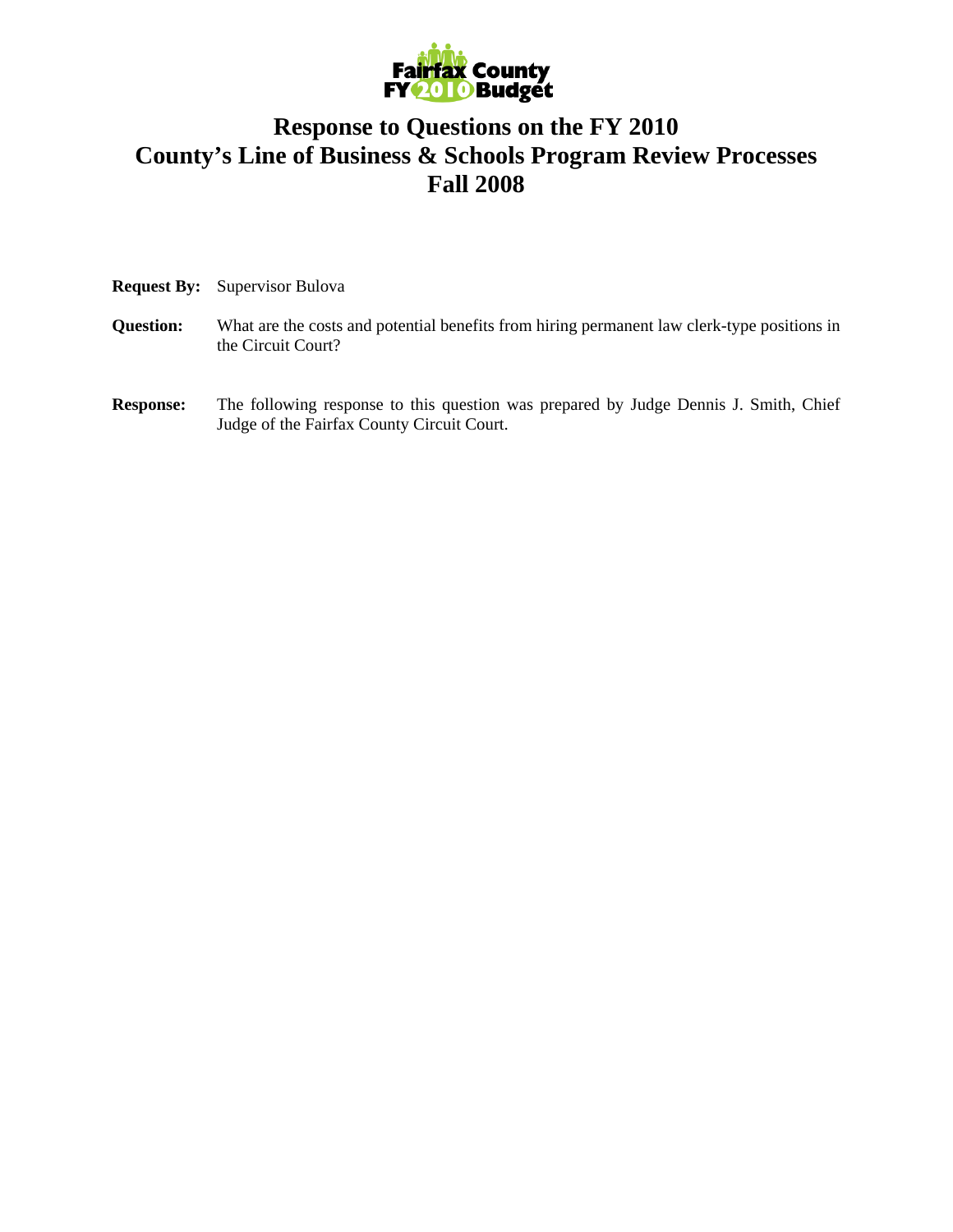Fairfax County FY 2010 Budget

# Response to Questions on the FY 2010 County's Line of Business & Schools Program Review Processes Fall 2008

**Request By:** Supervisor Bulova

**Question:** What are the costs and potential benefits from hiring permanent law clerk-type positions in the Circuit Court?

**Response:** The following response to this question was prepared by Judge Dennis J. Smith, Chief Judge of the Fairfax County Circuit Court.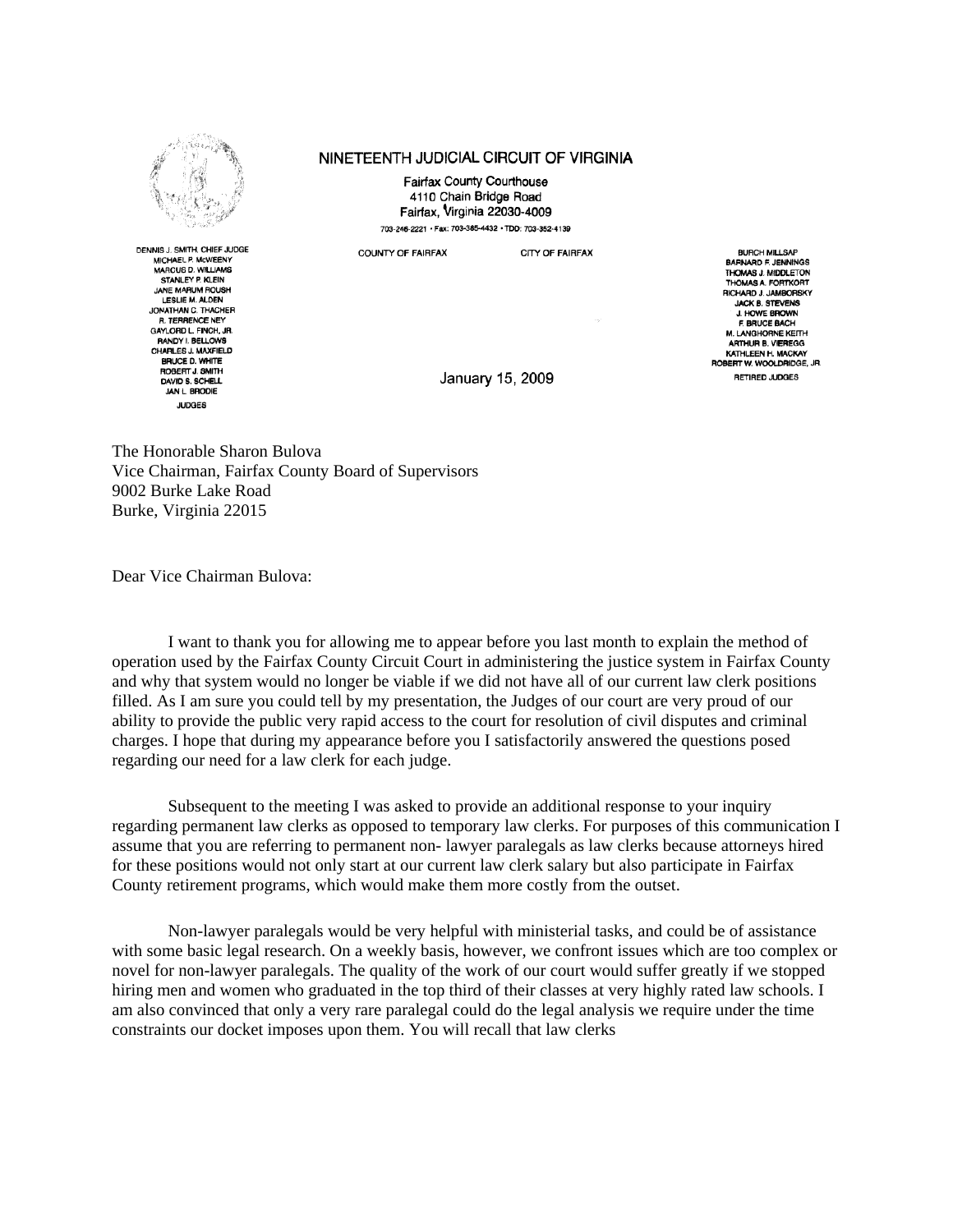NINETEENTH JUDICIAL CIRCUIT OF VIRGINIA

Fairfax County Courthouse
4110 Chain Bridge Road
Fairfax, Virginia 22030-4009

703-246-2221 • Fax: 703-385-4432 • TDD: 703-352-4139

COUNTY OF FAIRFAX CITY OF FAIRFAX

DENNIS J. SMITH, CHIEF JUDGE
MICHAEL P. McWEENY
MARCUS D. WILLIAMS
STANLEY P. KLEIN
JANE MARUM ROUSH
LESLIE M. ALDEN
JONATHAN C. THACHER
R. TERRENCE NEY
GAYLORD L. FINCH, JR.
RANDY I. BELLOWS
CHARLES J. MAXFIELD
BRUCE D. WHITE
ROBERT J. SMITH
DAVID S. SCHELL
JAN L. BRODIE
JUDGES

BURCH MILLSAP
BARNARD F. JENNINGS
THOMAS J. MIDDLETON
THOMAS A. FORTKORT
RICHARD J. JAMBORSKY
JACK B. STEVENS
J. HOWE BROWN
F. BRUCE BACH
M. LANGHORNE KEITH
ARTHUR B. VIEREGG
KATHLEEN H. MACKAY
ROBERT W. WOOLDRIDGE, JR.
RETIRED JUDGES

January 15, 2009

The Honorable Sharon Bulova
Vice Chairman, Fairfax County Board of Supervisors
9002 Burke Lake Road
Burke, Virginia 22015

Dear Vice Chairman Bulova:

I want to thank you for allowing me to appear before you last month to explain the method of operation used by the Fairfax County Circuit Court in administering the justice system in Fairfax County and why that system would no longer be viable if we did not have all of our current law clerk positions filled. As I am sure you could tell by my presentation, the Judges of our court are very proud of our ability to provide the public very rapid access to the court for resolution of civil disputes and criminal charges. I hope that during my appearance before you I satisfactorily answered the questions posed regarding our need for a law clerk for each judge.

Subsequent to the meeting I was asked to provide an additional response to your inquiry regarding permanent law clerks as opposed to temporary law clerks. For purposes of this communication I assume that you are referring to permanent non- lawyer paralegals as law clerks because attorneys hired for these positions would not only start at our current law clerk salary but also participate in Fairfax County retirement programs, which would make them more costly from the outset.

Non-lawyer paralegals would be very helpful with ministerial tasks, and could be of assistance with some basic legal research. On a weekly basis, however, we confront issues which are too complex or novel for non-lawyer paralegals. The quality of the work of our court would suffer greatly if we stopped hiring men and women who graduated in the top third of their classes at very highly rated law schools. I am also convinced that only a very rare paralegal could do the legal analysis we require under the time constraints our docket imposes upon them. You will recall that law clerks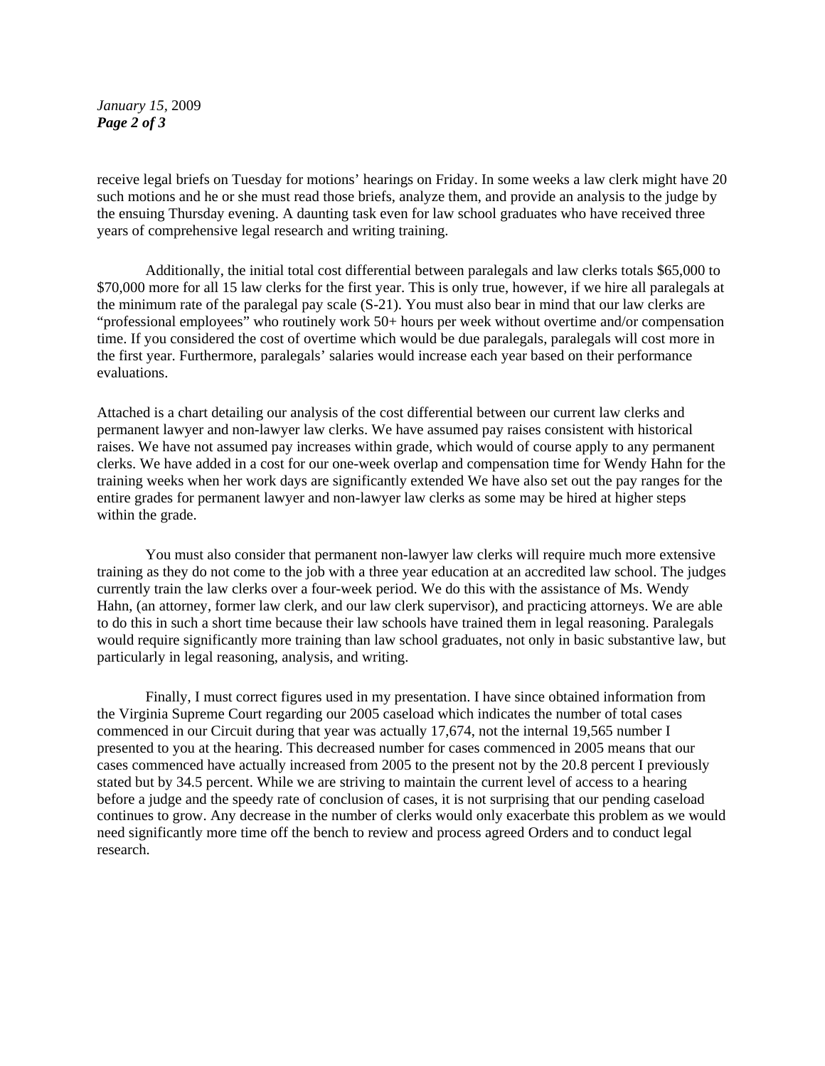receive legal briefs on Tuesday for motions' hearings on Friday. In some weeks a law clerk might have 20 such motions and he or she must read those briefs, analyze them, and provide an analysis to the judge by the ensuing Thursday evening. A daunting task even for law school graduates who have received three years of comprehensive legal research and writing training.

Additionally, the initial total cost differential between paralegals and law clerks totals $65,000 to $70,000 more for all 15 law clerks for the first year. This is only true, however, if we hire all paralegals at the minimum rate of the paralegal pay scale (S-21). You must also bear in mind that our law clerks are "professional employees" who routinely work 50+ hours per week without overtime and/or compensation time. If you considered the cost of overtime which would be due paralegals, paralegals will cost more in the first year. Furthermore, paralegals' salaries would increase each year based on their performance evaluations.

Attached is a chart detailing our analysis of the cost differential between our current law clerks and permanent lawyer and non-lawyer law clerks. We have assumed pay raises consistent with historical raises. We have not assumed pay increases within grade, which would of course apply to any permanent clerks. We have added in a cost for our one-week overlap and compensation time for Wendy Hahn for the training weeks when her work days are significantly extended We have also set out the pay ranges for the entire grades for permanent lawyer and non-lawyer law clerks as some may be hired at higher steps within the grade.

You must also consider that permanent non-lawyer law clerks will require much more extensive training as they do not come to the job with a three year education at an accredited law school. The judges currently train the law clerks over a four-week period. We do this with the assistance of Ms. Wendy Hahn, (an attorney, former law clerk, and our law clerk supervisor), and practicing attorneys. We are able to do this in such a short time because their law schools have trained them in legal reasoning. Paralegals would require significantly more training than law school graduates, not only in basic substantive law, but particularly in legal reasoning, analysis, and writing.

Finally, I must correct figures used in my presentation. I have since obtained information from the Virginia Supreme Court regarding our 2005 caseload which indicates the number of total cases commenced in our Circuit during that year was actually 17,674, not the internal 19,565 number I presented to you at the hearing. This decreased number for cases commenced in 2005 means that our cases commenced have actually increased from 2005 to the present not by the 20.8 percent I previously stated but by 34.5 percent. While we are striving to maintain the current level of access to a hearing before a judge and the speedy rate of conclusion of cases, it is not surprising that our pending caseload continues to grow. Any decrease in the number of clerks would only exacerbate this problem as we would need significantly more time off the bench to review and process agreed Orders and to conduct legal research.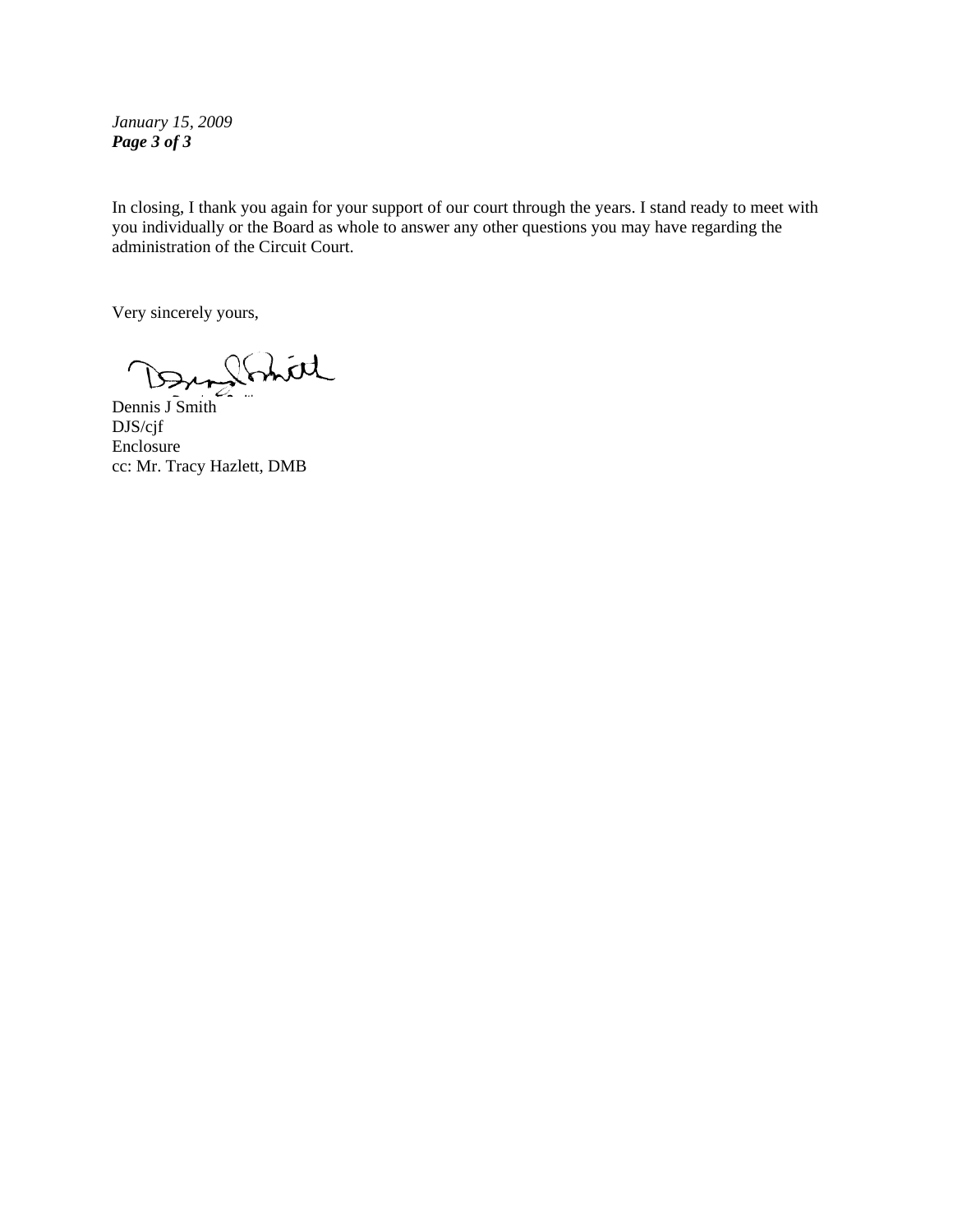In closing, I thank you again for your support of our court through the years. I stand ready to meet with you individually or the Board as whole to answer any other questions you may have regarding the administration of the Circuit Court.

Very sincerely yours,

Dennis J Smith
DJS/cjf
Enclosure
cc: Mr. Tracy Hazlett, DMB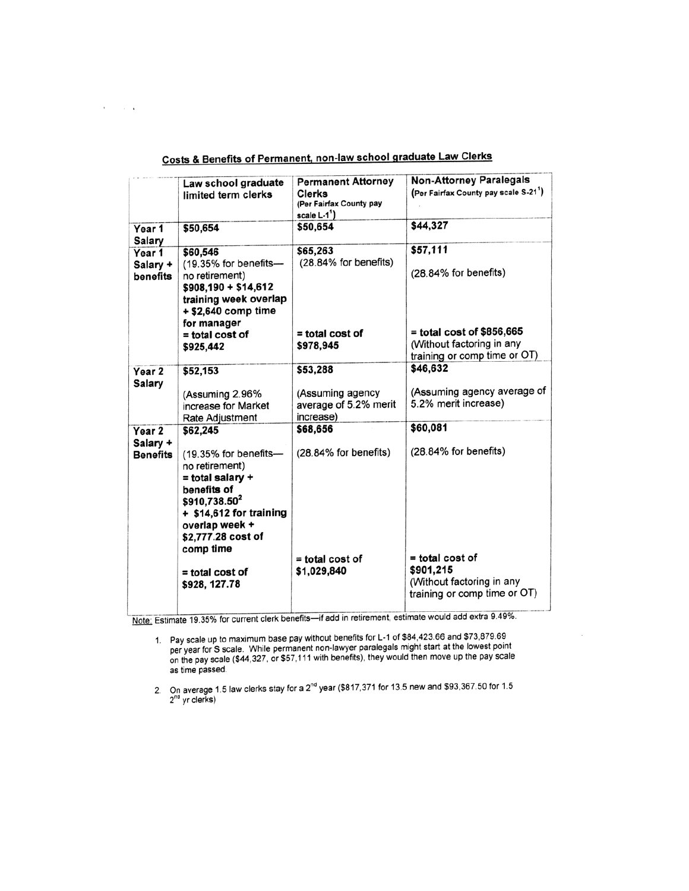## Costs & Benefits of Permanent, non-law school graduate Law Clerks

| | Law school graduate limited term clerks | Permanent Attorney Clerks (Per Fairfax County pay scale L-1[1]) | Non-Attorney Paralegals (Per Fairfax County pay scale S-21[1]) |
|---|---|---|---|
| Year 1 Salary | $50,654 | $50,654 | $44,327 |
| Year 1 Salary + benefits | $60,546 (19.35% for benefits—no retirement) **$908,190 + $14,612 training week overlap + $2,640 comp time for manager = total cost of $925,442** | $65,263 (28.84% for benefits) **= total cost of $978,945** | **$57,111** (28.84% for benefits) **= total cost of $856,665** (Without factoring in any training or comp time or OT) |
| Year 2 Salary | $52,153 (Assuming 2.96% increase for Market Rate Adjustment | $53,288 (Assuming agency average of 5.2% merit increase) | $46,632 (Assuming agency average of 5.2% merit increase) |
| Year 2 Salary + Benefits | $62,245 (19.35% for benefits—no retirement) **= total salary + benefits of $910,738.50[2] + $14,612 for training overlap week + $2,777.28 cost of comp time = total cost of $928, 127.78** | $68,656 (28.84% for benefits) **= total cost of $1,029,840** | $60,081 (28.84% for benefits) **= total cost of $901,215** (Without factoring in any training or comp time or OT) |

Note: Estimate 19.35% for current clerk benefits—if add in retirement, estimate would add extra 9.49%.

1. Pay scale up to maximum base pay without benefits for L-1 of $84,423.66 and $73,879.69 per year for S scale. While permanent non-lawyer paralegals might start at the lowest point on the pay scale ($44,327, or $57,111 with benefits), they would then move up the pay scale as time passed.

2. On average 1.5 law clerks stay for a 2nd year ($817,371 for 13.5 new and $93,367.50 for 1.5 2nd yr clerks)